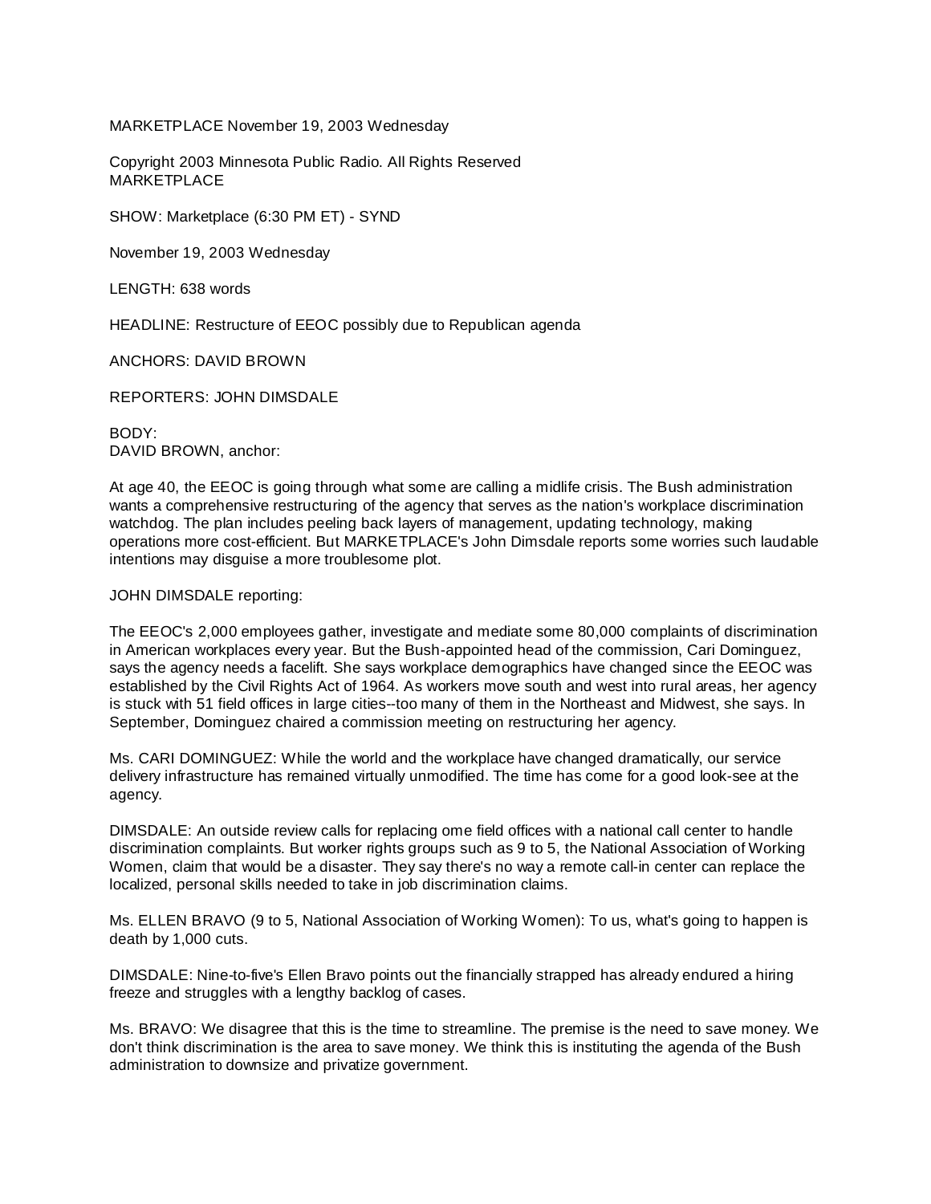MARKETPLACE November 19, 2003 Wednesday

Copyright 2003 Minnesota Public Radio. All Rights Reserved
MARKETPLACE

SHOW: Marketplace (6:30 PM ET) - SYND

November 19, 2003 Wednesday

LENGTH: 638 words

HEADLINE: Restructure of EEOC possibly due to Republican agenda

ANCHORS: DAVID BROWN

REPORTERS: JOHN DIMSDALE

BODY:
DAVID BROWN, anchor:

At age 40, the EEOC is going through what some are calling a midlife crisis. The Bush administration wants a comprehensive restructuring of the agency that serves as the nation's workplace discrimination watchdog. The plan includes peeling back layers of management, updating technology, making operations more cost-efficient. But MARKETPLACE's John Dimsdale reports some worries such laudable intentions may disguise a more troublesome plot.

JOHN DIMSDALE reporting:

The EEOC's 2,000 employees gather, investigate and mediate some 80,000 complaints of discrimination in American workplaces every year. But the Bush-appointed head of the commission, Cari Dominguez, says the agency needs a facelift. She says workplace demographics have changed since the EEOC was established by the Civil Rights Act of 1964. As workers move south and west into rural areas, her agency is stuck with 51 field offices in large cities--too many of them in the Northeast and Midwest, she says. In September, Dominguez chaired a commission meeting on restructuring her agency.

Ms. CARI DOMINGUEZ: While the world and the workplace have changed dramatically, our service delivery infrastructure has remained virtually unmodified. The time has come for a good look-see at the agency.

DIMSDALE: An outside review calls for replacing ome field offices with a national call center to handle discrimination complaints. But worker rights groups such as 9 to 5, the National Association of Working Women, claim that would be a disaster. They say there's no way a remote call-in center can replace the localized, personal skills needed to take in job discrimination claims.

Ms. ELLEN BRAVO (9 to 5, National Association of Working Women): To us, what's going to happen is death by 1,000 cuts.

DIMSDALE: Nine-to-five's Ellen Bravo points out the financially strapped has already endured a hiring freeze and struggles with a lengthy backlog of cases.

Ms. BRAVO: We disagree that this is the time to streamline. The premise is the need to save money. We don't think discrimination is the area to save money. We think this is instituting the agenda of the Bush administration to downsize and privatize government.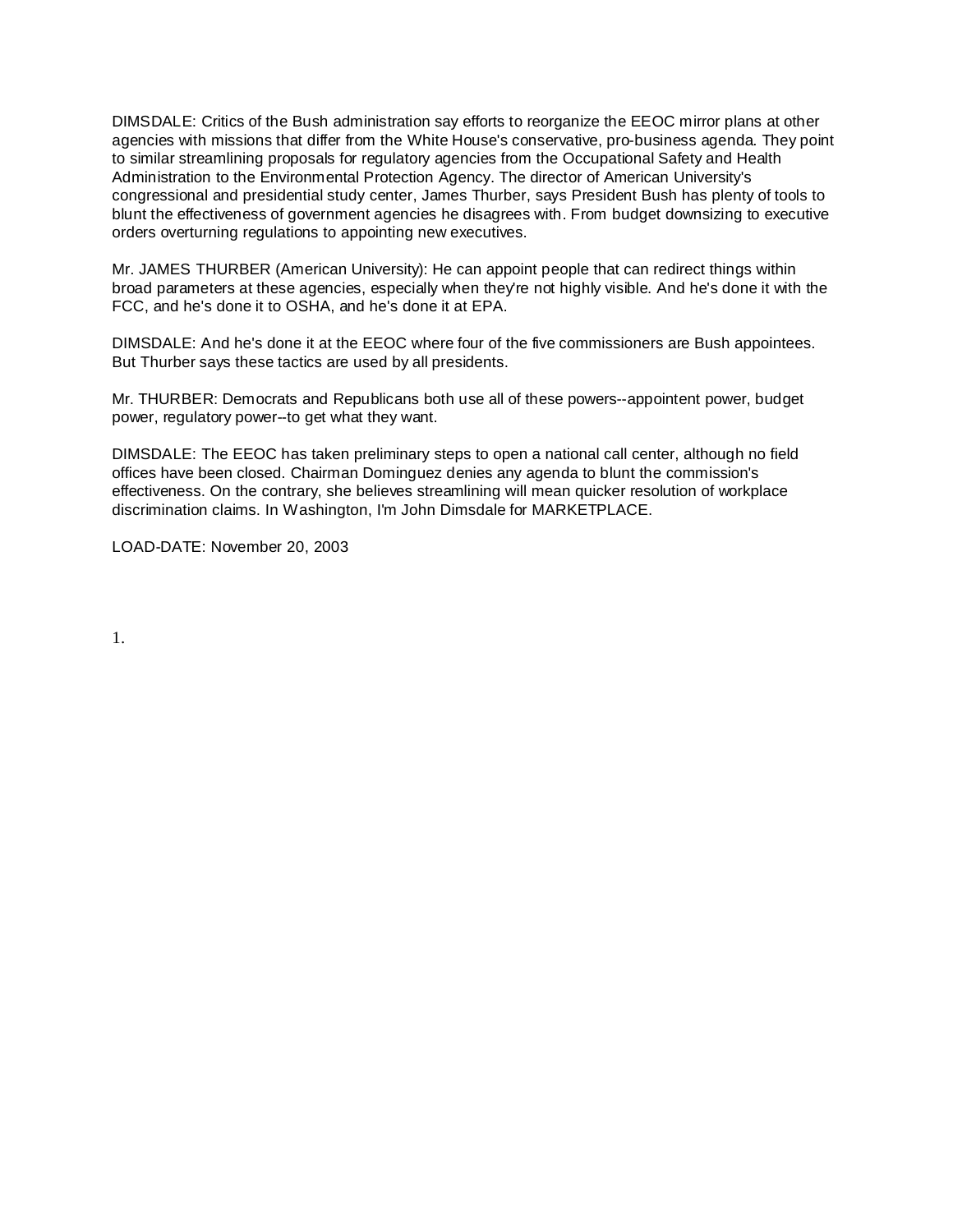DIMSDALE: Critics of the Bush administration say efforts to reorganize the EEOC mirror plans at other agencies with missions that differ from the White House's conservative, pro-business agenda. They point to similar streamlining proposals for regulatory agencies from the Occupational Safety and Health Administration to the Environmental Protection Agency. The director of American University's congressional and presidential study center, James Thurber, says President Bush has plenty of tools to blunt the effectiveness of government agencies he disagrees with. From budget downsizing to executive orders overturning regulations to appointing new executives.

Mr. JAMES THURBER (American University): He can appoint people that can redirect things within broad parameters at these agencies, especially when they're not highly visible. And he's done it with the FCC, and he's done it to OSHA, and he's done it at EPA.

DIMSDALE: And he's done it at the EEOC where four of the five commissioners are Bush appointees. But Thurber says these tactics are used by all presidents.

Mr. THURBER: Democrats and Republicans both use all of these powers--appointent power, budget power, regulatory power--to get what they want.

DIMSDALE: The EEOC has taken preliminary steps to open a national call center, although no field offices have been closed. Chairman Dominguez denies any agenda to blunt the commission's effectiveness. On the contrary, she believes streamlining will mean quicker resolution of workplace discrimination claims. In Washington, I'm John Dimsdale for MARKETPLACE.

LOAD-DATE: November 20, 2003

1.